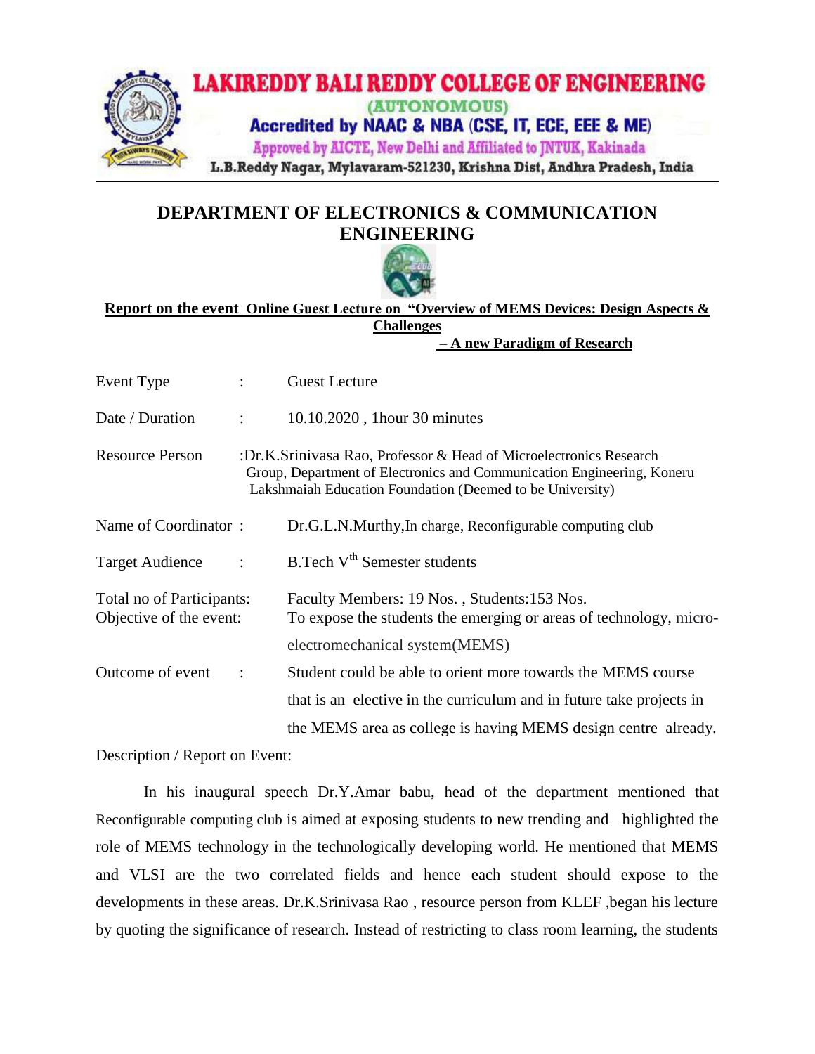# LAKIREDDY BALI REDDY COLLEGE OF ENGINEERING

(AUTONOMOUS)

Accredited by NAAC & NBA (CSE, IT, ECE, EEE & ME)

Approved by AICTE, New Delhi and Affiliated to JNTUK, Kakinada

L.B.Reddy Nagar, Mylavaram-521230, Krishna Dist, Andhra Pradesh, India

## DEPARTMENT OF ELECTRONICS & COMMUNICATION ENGINEERING

**Report on the event Online Guest Lecture on "Overview of MEMS Devices: Design Aspects & Challenges – A new Paradigm of Research**

| | | |
|---|---|---|
| Event Type | : | Guest Lecture |
| Date / Duration | : | 10.10.2020 , 1hour 30 minutes |
| Resource Person | : | Dr.K.Srinivasa Rao, Professor & Head of Microelectronics Research Group, Department of Electronics and Communication Engineering, Koneru Lakshmaiah Education Foundation (Deemed to be University) |
| Name of Coordinator | : | Dr.G.L.N.Murthy,In charge, Reconfigurable computing club |
| Target Audience | : | B.Tech V[th] Semester students |
| Total no of Participants: | | Faculty Members: 19 Nos. , Students:153 Nos. |
| Objective of the event: | | To expose the students the emerging or areas of technology, micro-electromechanical system(MEMS) |
| Outcome of event | : | Student could be able to orient more towards the MEMS course that is an elective in the curriculum and in future take projects in the MEMS area as college is having MEMS design centre already. |

Description / Report on Event:

In his inaugural speech Dr.Y.Amar babu, head of the department mentioned that Reconfigurable computing club is aimed at exposing students to new trending and highlighted the role of MEMS technology in the technologically developing world. He mentioned that MEMS and VLSI are the two correlated fields and hence each student should expose to the developments in these areas. Dr.K.Srinivasa Rao , resource person from KLEF ,began his lecture by quoting the significance of research. Instead of restricting to class room learning, the students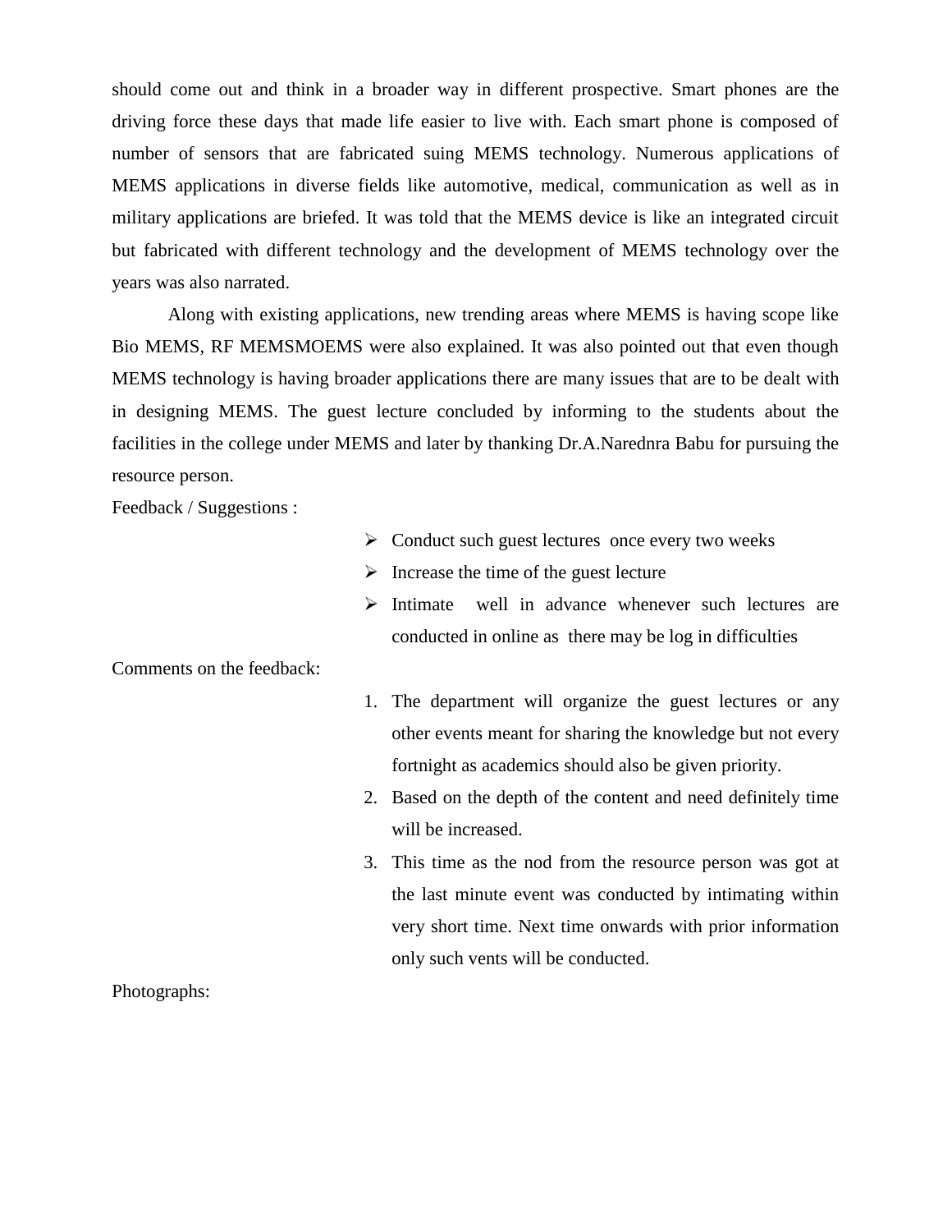should come out and think in a broader way in different prospective. Smart phones are the driving force these days that made life easier to live with. Each smart phone is composed of number of sensors that are fabricated suing MEMS technology. Numerous applications of MEMS applications in diverse fields like automotive, medical, communication as well as in military applications are briefed. It was told that the MEMS device is like an integrated circuit but fabricated with different technology and the development of MEMS technology over the years was also narrated.

Along with existing applications, new trending areas where MEMS is having scope like Bio MEMS, RF MEMSMOEMS were also explained. It was also pointed out that even though MEMS technology is having broader applications there are many issues that are to be dealt with in designing MEMS. The guest lecture concluded by informing to the students about the facilities in the college under MEMS and later by thanking Dr.A.Narednra Babu for pursuing the resource person.

Feedback / Suggestions :

- Conduct such guest lectures once every two weeks
- Increase the time of the guest lecture
- Intimate well in advance whenever such lectures are conducted in online as there may be log in difficulties

Comments on the feedback:

1. The department will organize the guest lectures or any other events meant for sharing the knowledge but not every fortnight as academics should also be given priority.
2. Based on the depth of the content and need definitely time will be increased.
3. This time as the nod from the resource person was got at the last minute event was conducted by intimating within very short time. Next time onwards with prior information only such vents will be conducted.

Photographs: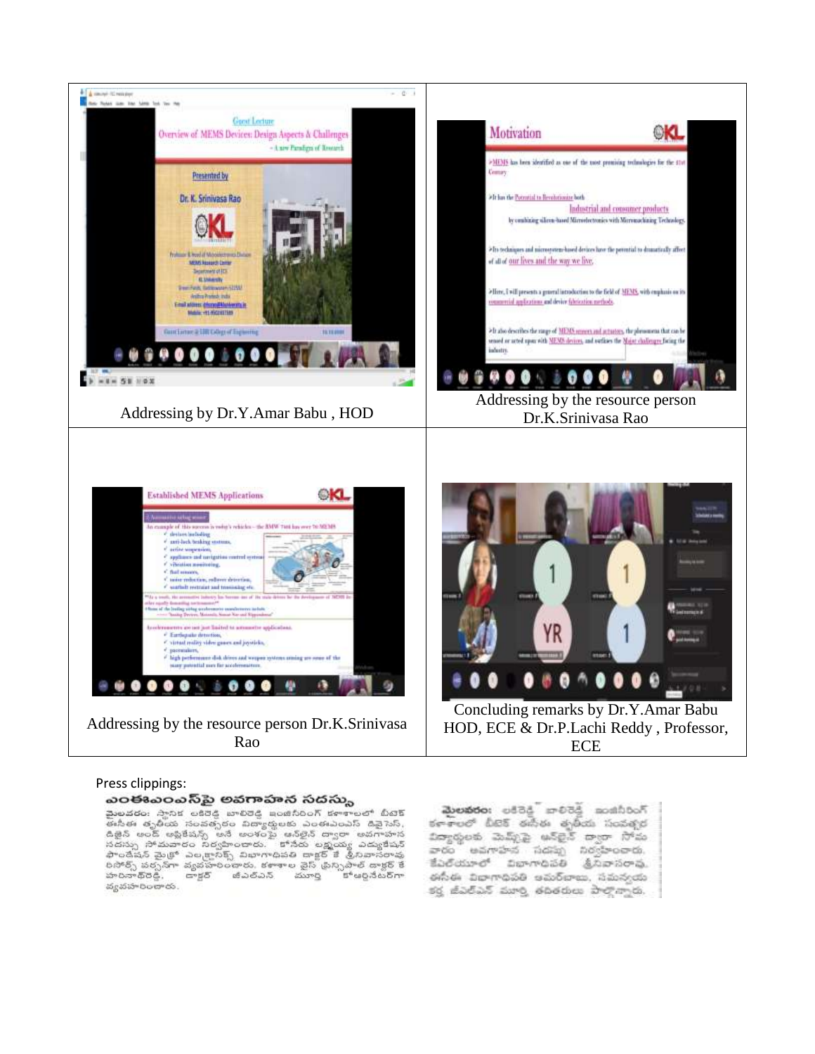| | |
|---|---|
| Addressing by Dr.Y.Amar Babu , HOD | Addressing by the resource person Dr.K.Srinivasa Rao |
| Addressing by the resource person Dr.K.Srinivasa Rao | Concluding remarks by Dr.Y.Amar Babu HOD, ECE & Dr.P.Lachi Reddy , Professor, ECE |

Press clippings:

**ఎంఈఎంఎస్‌పై అవగాహన సదస్సు**

మైలవరం: స్థానిక లకిరెడ్డి బాలిరెడ్డి ఇంజినీరింగ్ కళాశాలలో బీటెక్ ఈసీఈ తృతీయ సంవత్సరం విద్యార్థులకు ఎంఈఎంఎస్ డిజైన్స్, డిజైన్ అండ్ అప్లికేషన్స్ అనే అంశంపై ఆన్‌లైన్ ద్వారా అవగాహన సదస్సు సోమవారం నిర్వహించారు. కోనేరు లక్ష్మయ్య ఎడ్యుకేషన్ ఫౌండేషన్ మైక్రో ఎలక్ట్రానిక్స్ విభాగాధిపతి డాక్టర్ కె శ్రీనివాసరావు రిసోర్స్ పర్సన్‌గా వ్యవహరించారు. కళాశాల వైస్ ప్రిన్సిపాల్ డాక్టర్ కె హరినాథ్‌రెడ్డి, డాక్టర్ జీఎల్ఎన్ మూర్తి కోఆర్డినేటర్‌గా వ్యవహరించారు.

మైలవరం: లకిరెడ్డి బాలిరెడ్డి ఇంజినీరింగ్ కళాశాలలో బీటెక్ ఈసీఈ తృతీయ సంవత్సర విద్యార్థులకు మెమ్స్‌పై ఆన్‌లైన్ ద్వారా సోమవారం అవగాహన సదస్సు నిర్వహించారు. కేఎల్‌యూలో విభాగాధిపతి శ్రీనివాసరావు, ఈసీఈ విభాగాధిపతి అమర్‌బాబు, సమన్వయకర్త జీఎల్ఎన్ మూర్తి, అధికారులు పాల్గొన్నారు.